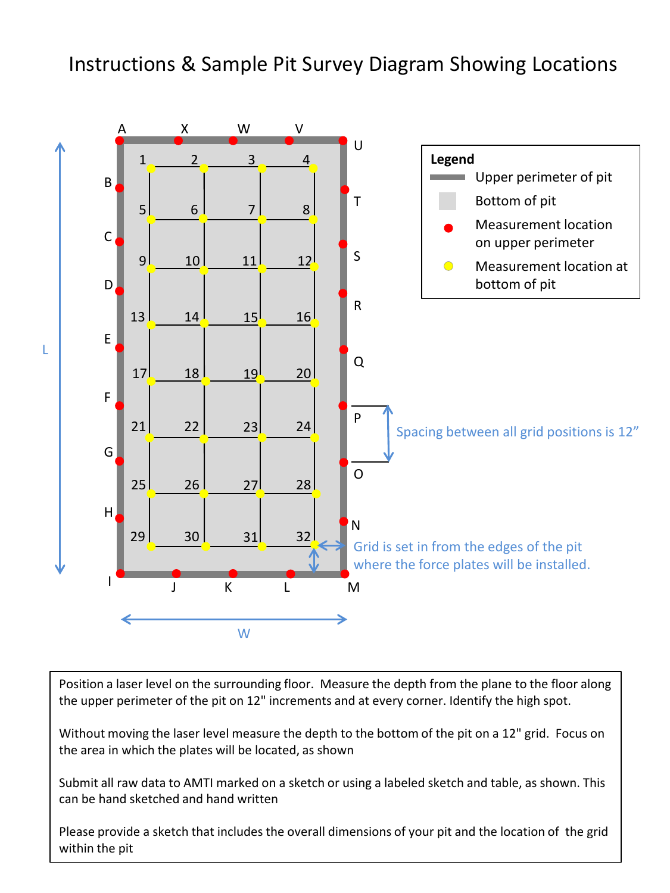# Instructions & Sample Pit Survey Diagram Showing Locations

**Legend**

- Upper perimeter of pit
- Bottom of pit
- Measurement location on upper perimeter
- Measurement location at bottom of pit

Spacing between all grid positions is 12"

Grid is set in from the edges of the pit where the force plates will be installed.

Position a laser level on the surrounding floor. Measure the depth from the plane to the floor along the upper perimeter of the pit on 12" increments and at every corner. Identify the high spot.

Without moving the laser level measure the depth to the bottom of the pit on a 12" grid. Focus on the area in which the plates will be located, as shown

Submit all raw data to AMTI marked on a sketch or using a labeled sketch and table, as shown. This can be hand sketched and hand written

Please provide a sketch that includes the overall dimensions of your pit and the location of the grid within the pit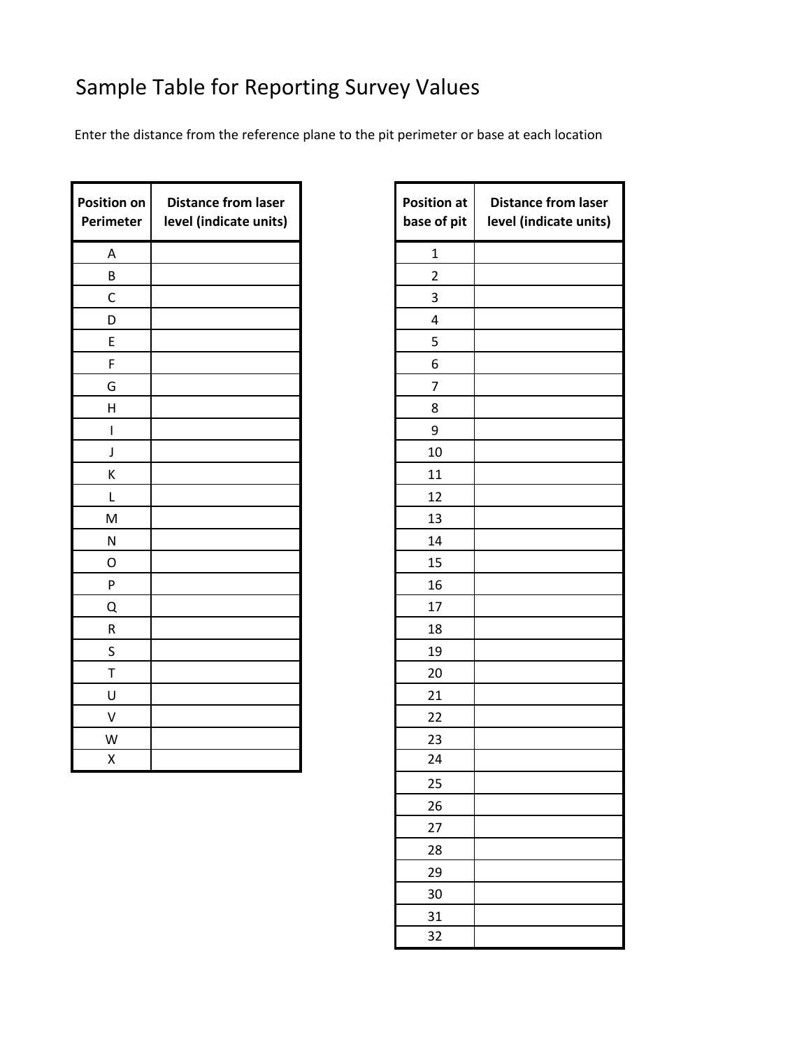# Sample Table for Reporting Survey Values

Enter the distance from the reference plane to the pit perimeter or base at each location

| Position on Perimeter | Distance from laser level (indicate units) |
|---|---|
| A | |
| B | |
| C | |
| D | |
| E | |
| F | |
| G | |
| H | |
| I | |
| J | |
| K | |
| L | |
| M | |
| N | |
| O | |
| P | |
| Q | |
| R | |
| S | |
| T | |
| U | |
| V | |
| W | |
| X | |

| Position at base of pit | Distance from laser level (indicate units) |
|---|---|
| 1 | |
| 2 | |
| 3 | |
| 4 | |
| 5 | |
| 6 | |
| 7 | |
| 8 | |
| 9 | |
| 10 | |
| 11 | |
| 12 | |
| 13 | |
| 14 | |
| 15 | |
| 16 | |
| 17 | |
| 18 | |
| 19 | |
| 20 | |
| 21 | |
| 22 | |
| 23 | |
| 24 | |
| 25 | |
| 26 | |
| 27 | |
| 28 | |
| 29 | |
| 30 | |
| 31 | |
| 32 | |